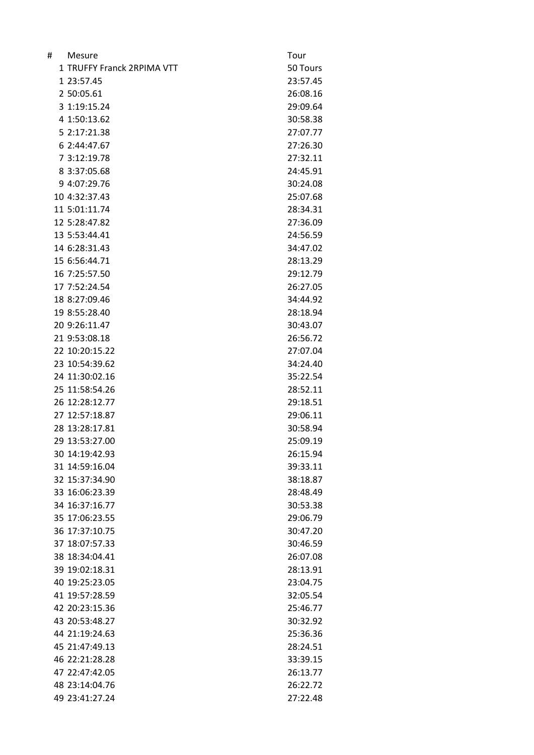| # | Mesure | Tour |
|---|---|---|
| 1 | TRUFFY Franck 2RPIMA VTT | 50 Tours |
| 1 | 23:57.45 | 23:57.45 |
| 2 | 50:05.61 | 26:08.16 |
| 3 | 1:19:15.24 | 29:09.64 |
| 4 | 1:50:13.62 | 30:58.38 |
| 5 | 2:17:21.38 | 27:07.77 |
| 6 | 2:44:47.67 | 27:26.30 |
| 7 | 3:12:19.78 | 27:32.11 |
| 8 | 3:37:05.68 | 24:45.91 |
| 9 | 4:07:29.76 | 30:24.08 |
| 10 | 4:32:37.43 | 25:07.68 |
| 11 | 5:01:11.74 | 28:34.31 |
| 12 | 5:28:47.82 | 27:36.09 |
| 13 | 5:53:44.41 | 24:56.59 |
| 14 | 6:28:31.43 | 34:47.02 |
| 15 | 6:56:44.71 | 28:13.29 |
| 16 | 7:25:57.50 | 29:12.79 |
| 17 | 7:52:24.54 | 26:27.05 |
| 18 | 8:27:09.46 | 34:44.92 |
| 19 | 8:55:28.40 | 28:18.94 |
| 20 | 9:26:11.47 | 30:43.07 |
| 21 | 9:53:08.18 | 26:56.72 |
| 22 | 10:20:15.22 | 27:07.04 |
| 23 | 10:54:39.62 | 34:24.40 |
| 24 | 11:30:02.16 | 35:22.54 |
| 25 | 11:58:54.26 | 28:52.11 |
| 26 | 12:28:12.77 | 29:18.51 |
| 27 | 12:57:18.87 | 29:06.11 |
| 28 | 13:28:17.81 | 30:58.94 |
| 29 | 13:53:27.00 | 25:09.19 |
| 30 | 14:19:42.93 | 26:15.94 |
| 31 | 14:59:16.04 | 39:33.11 |
| 32 | 15:37:34.90 | 38:18.87 |
| 33 | 16:06:23.39 | 28:48.49 |
| 34 | 16:37:16.77 | 30:53.38 |
| 35 | 17:06:23.55 | 29:06.79 |
| 36 | 17:37:10.75 | 30:47.20 |
| 37 | 18:07:57.33 | 30:46.59 |
| 38 | 18:34:04.41 | 26:07.08 |
| 39 | 19:02:18.31 | 28:13.91 |
| 40 | 19:25:23.05 | 23:04.75 |
| 41 | 19:57:28.59 | 32:05.54 |
| 42 | 20:23:15.36 | 25:46.77 |
| 43 | 20:53:48.27 | 30:32.92 |
| 44 | 21:19:24.63 | 25:36.36 |
| 45 | 21:47:49.13 | 28:24.51 |
| 46 | 22:21:28.28 | 33:39.15 |
| 47 | 22:47:42.05 | 26:13.77 |
| 48 | 23:14:04.76 | 26:22.72 |
| 49 | 23:41:27.24 | 27:22.48 |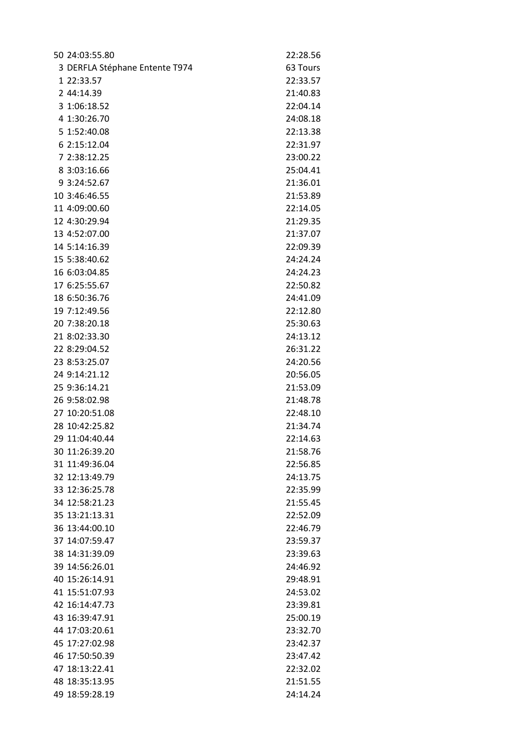| | |
|---|---|
| 50 24:03:55.80 | 22:28.56 |
| 3 DERFLA Stéphane Entente T974 | 63 Tours |
| 1 22:33.57 | 22:33.57 |
| 2 44:14.39 | 21:40.83 |
| 3 1:06:18.52 | 22:04.14 |
| 4 1:30:26.70 | 24:08.18 |
| 5 1:52:40.08 | 22:13.38 |
| 6 2:15:12.04 | 22:31.97 |
| 7 2:38:12.25 | 23:00.22 |
| 8 3:03:16.66 | 25:04.41 |
| 9 3:24:52.67 | 21:36.01 |
| 10 3:46:46.55 | 21:53.89 |
| 11 4:09:00.60 | 22:14.05 |
| 12 4:30:29.94 | 21:29.35 |
| 13 4:52:07.00 | 21:37.07 |
| 14 5:14:16.39 | 22:09.39 |
| 15 5:38:40.62 | 24:24.24 |
| 16 6:03:04.85 | 24:24.23 |
| 17 6:25:55.67 | 22:50.82 |
| 18 6:50:36.76 | 24:41.09 |
| 19 7:12:49.56 | 22:12.80 |
| 20 7:38:20.18 | 25:30.63 |
| 21 8:02:33.30 | 24:13.12 |
| 22 8:29:04.52 | 26:31.22 |
| 23 8:53:25.07 | 24:20.56 |
| 24 9:14:21.12 | 20:56.05 |
| 25 9:36:14.21 | 21:53.09 |
| 26 9:58:02.98 | 21:48.78 |
| 27 10:20:51.08 | 22:48.10 |
| 28 10:42:25.82 | 21:34.74 |
| 29 11:04:40.44 | 22:14.63 |
| 30 11:26:39.20 | 21:58.76 |
| 31 11:49:36.04 | 22:56.85 |
| 32 12:13:49.79 | 24:13.75 |
| 33 12:36:25.78 | 22:35.99 |
| 34 12:58:21.23 | 21:55.45 |
| 35 13:21:13.31 | 22:52.09 |
| 36 13:44:00.10 | 22:46.79 |
| 37 14:07:59.47 | 23:59.37 |
| 38 14:31:39.09 | 23:39.63 |
| 39 14:56:26.01 | 24:46.92 |
| 40 15:26:14.91 | 29:48.91 |
| 41 15:51:07.93 | 24:53.02 |
| 42 16:14:47.73 | 23:39.81 |
| 43 16:39:47.91 | 25:00.19 |
| 44 17:03:20.61 | 23:32.70 |
| 45 17:27:02.98 | 23:42.37 |
| 46 17:50:50.39 | 23:47.42 |
| 47 18:13:22.41 | 22:32.02 |
| 48 18:35:13.95 | 21:51.55 |
| 49 18:59:28.19 | 24:14.24 |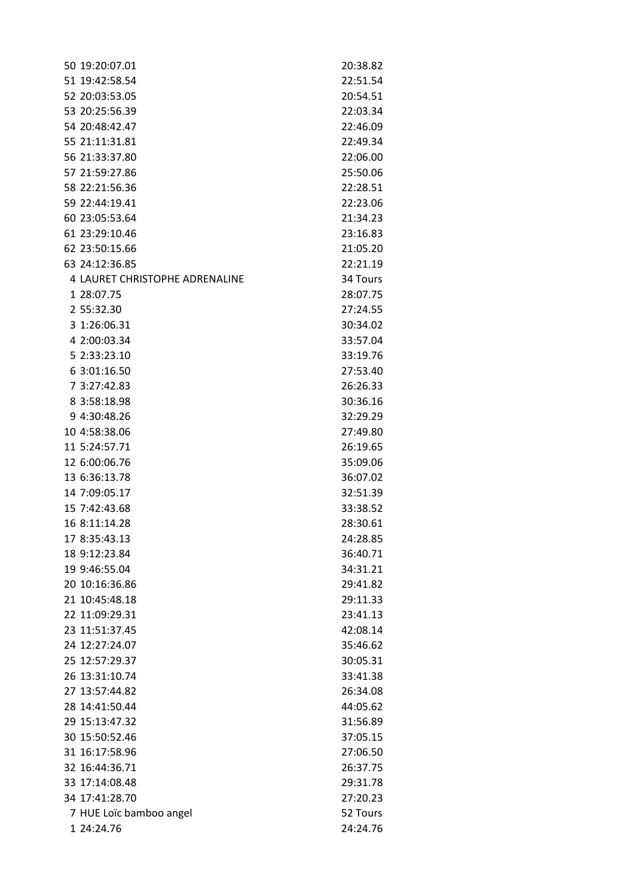| | |
|---|---|
| 50 19:20:07.01 | 20:38.82 |
| 51 19:42:58.54 | 22:51.54 |
| 52 20:03:53.05 | 20:54.51 |
| 53 20:25:56.39 | 22:03.34 |
| 54 20:48:42.47 | 22:46.09 |
| 55 21:11:31.81 | 22:49.34 |
| 56 21:33:37.80 | 22:06.00 |
| 57 21:59:27.86 | 25:50.06 |
| 58 22:21:56.36 | 22:28.51 |
| 59 22:44:19.41 | 22:23.06 |
| 60 23:05:53.64 | 21:34.23 |
| 61 23:29:10.46 | 23:16.83 |
| 62 23:50:15.66 | 21:05.20 |
| 63 24:12:36.85 | 22:21.19 |
| 4 LAURET CHRISTOPHE ADRENALINE | 34 Tours |
| 1 28:07.75 | 28:07.75 |
| 2 55:32.30 | 27:24.55 |
| 3 1:26:06.31 | 30:34.02 |
| 4 2:00:03.34 | 33:57.04 |
| 5 2:33:23.10 | 33:19.76 |
| 6 3:01:16.50 | 27:53.40 |
| 7 3:27:42.83 | 26:26.33 |
| 8 3:58:18.98 | 30:36.16 |
| 9 4:30:48.26 | 32:29.29 |
| 10 4:58:38.06 | 27:49.80 |
| 11 5:24:57.71 | 26:19.65 |
| 12 6:00:06.76 | 35:09.06 |
| 13 6:36:13.78 | 36:07.02 |
| 14 7:09:05.17 | 32:51.39 |
| 15 7:42:43.68 | 33:38.52 |
| 16 8:11:14.28 | 28:30.61 |
| 17 8:35:43.13 | 24:28.85 |
| 18 9:12:23.84 | 36:40.71 |
| 19 9:46:55.04 | 34:31.21 |
| 20 10:16:36.86 | 29:41.82 |
| 21 10:45:48.18 | 29:11.33 |
| 22 11:09:29.31 | 23:41.13 |
| 23 11:51:37.45 | 42:08.14 |
| 24 12:27:24.07 | 35:46.62 |
| 25 12:57:29.37 | 30:05.31 |
| 26 13:31:10.74 | 33:41.38 |
| 27 13:57:44.82 | 26:34.08 |
| 28 14:41:50.44 | 44:05.62 |
| 29 15:13:47.32 | 31:56.89 |
| 30 15:50:52.46 | 37:05.15 |
| 31 16:17:58.96 | 27:06.50 |
| 32 16:44:36.71 | 26:37.75 |
| 33 17:14:08.48 | 29:31.78 |
| 34 17:41:28.70 | 27:20.23 |
| 7 HUE Loïc bamboo angel | 52 Tours |
| 1 24:24.76 | 24:24.76 |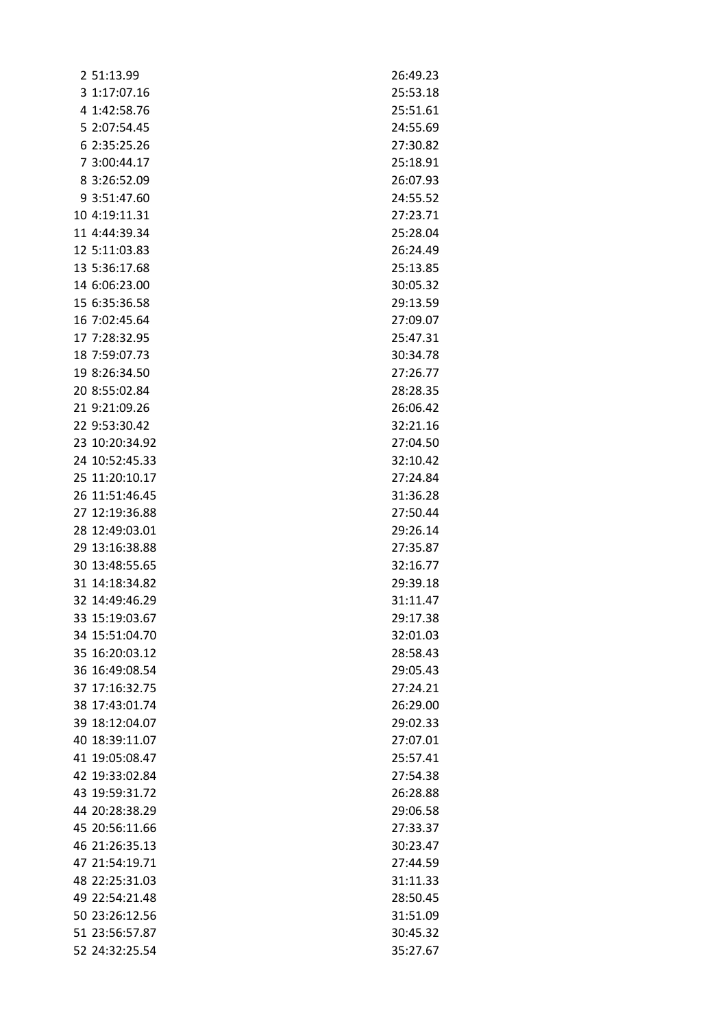| | | |
|---|---|---|
| 2 | 51:13.99 | 26:49.23 |
| 3 | 1:17:07.16 | 25:53.18 |
| 4 | 1:42:58.76 | 25:51.61 |
| 5 | 2:07:54.45 | 24:55.69 |
| 6 | 2:35:25.26 | 27:30.82 |
| 7 | 3:00:44.17 | 25:18.91 |
| 8 | 3:26:52.09 | 26:07.93 |
| 9 | 3:51:47.60 | 24:55.52 |
| 10 | 4:19:11.31 | 27:23.71 |
| 11 | 4:44:39.34 | 25:28.04 |
| 12 | 5:11:03.83 | 26:24.49 |
| 13 | 5:36:17.68 | 25:13.85 |
| 14 | 6:06:23.00 | 30:05.32 |
| 15 | 6:35:36.58 | 29:13.59 |
| 16 | 7:02:45.64 | 27:09.07 |
| 17 | 7:28:32.95 | 25:47.31 |
| 18 | 7:59:07.73 | 30:34.78 |
| 19 | 8:26:34.50 | 27:26.77 |
| 20 | 8:55:02.84 | 28:28.35 |
| 21 | 9:21:09.26 | 26:06.42 |
| 22 | 9:53:30.42 | 32:21.16 |
| 23 | 10:20:34.92 | 27:04.50 |
| 24 | 10:52:45.33 | 32:10.42 |
| 25 | 11:20:10.17 | 27:24.84 |
| 26 | 11:51:46.45 | 31:36.28 |
| 27 | 12:19:36.88 | 27:50.44 |
| 28 | 12:49:03.01 | 29:26.14 |
| 29 | 13:16:38.88 | 27:35.87 |
| 30 | 13:48:55.65 | 32:16.77 |
| 31 | 14:18:34.82 | 29:39.18 |
| 32 | 14:49:46.29 | 31:11.47 |
| 33 | 15:19:03.67 | 29:17.38 |
| 34 | 15:51:04.70 | 32:01.03 |
| 35 | 16:20:03.12 | 28:58.43 |
| 36 | 16:49:08.54 | 29:05.43 |
| 37 | 17:16:32.75 | 27:24.21 |
| 38 | 17:43:01.74 | 26:29.00 |
| 39 | 18:12:04.07 | 29:02.33 |
| 40 | 18:39:11.07 | 27:07.01 |
| 41 | 19:05:08.47 | 25:57.41 |
| 42 | 19:33:02.84 | 27:54.38 |
| 43 | 19:59:31.72 | 26:28.88 |
| 44 | 20:28:38.29 | 29:06.58 |
| 45 | 20:56:11.66 | 27:33.37 |
| 46 | 21:26:35.13 | 30:23.47 |
| 47 | 21:54:19.71 | 27:44.59 |
| 48 | 22:25:31.03 | 31:11.33 |
| 49 | 22:54:21.48 | 28:50.45 |
| 50 | 23:26:12.56 | 31:51.09 |
| 51 | 23:56:57.87 | 30:45.32 |
| 52 | 24:32:25.54 | 35:27.67 |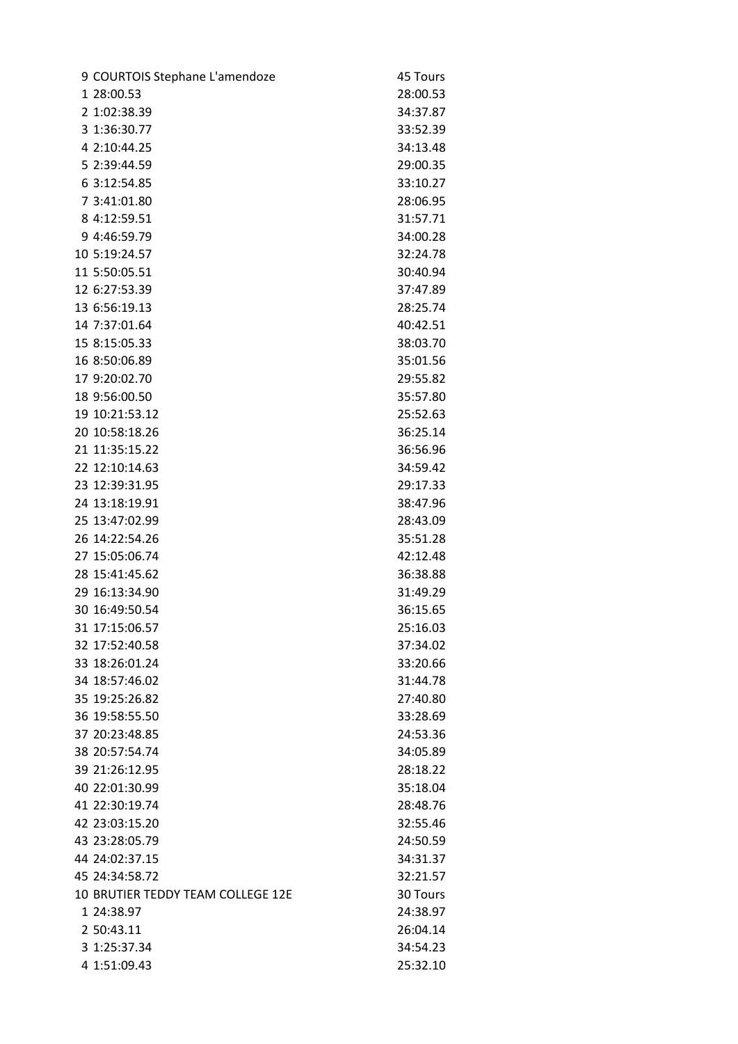| | | |
|---|---|---|
| 9 | COURTOIS Stephane L'amendoze | 45 Tours |
| 1 | 28:00.53 | 28:00.53 |
| 2 | 1:02:38.39 | 34:37.87 |
| 3 | 1:36:30.77 | 33:52.39 |
| 4 | 2:10:44.25 | 34:13.48 |
| 5 | 2:39:44.59 | 29:00.35 |
| 6 | 3:12:54.85 | 33:10.27 |
| 7 | 3:41:01.80 | 28:06.95 |
| 8 | 4:12:59.51 | 31:57.71 |
| 9 | 4:46:59.79 | 34:00.28 |
| 10 | 5:19:24.57 | 32:24.78 |
| 11 | 5:50:05.51 | 30:40.94 |
| 12 | 6:27:53.39 | 37:47.89 |
| 13 | 6:56:19.13 | 28:25.74 |
| 14 | 7:37:01.64 | 40:42.51 |
| 15 | 8:15:05.33 | 38:03.70 |
| 16 | 8:50:06.89 | 35:01.56 |
| 17 | 9:20:02.70 | 29:55.82 |
| 18 | 9:56:00.50 | 35:57.80 |
| 19 | 10:21:53.12 | 25:52.63 |
| 20 | 10:58:18.26 | 36:25.14 |
| 21 | 11:35:15.22 | 36:56.96 |
| 22 | 12:10:14.63 | 34:59.42 |
| 23 | 12:39:31.95 | 29:17.33 |
| 24 | 13:18:19.91 | 38:47.96 |
| 25 | 13:47:02.99 | 28:43.09 |
| 26 | 14:22:54.26 | 35:51.28 |
| 27 | 15:05:06.74 | 42:12.48 |
| 28 | 15:41:45.62 | 36:38.88 |
| 29 | 16:13:34.90 | 31:49.29 |
| 30 | 16:49:50.54 | 36:15.65 |
| 31 | 17:15:06.57 | 25:16.03 |
| 32 | 17:52:40.58 | 37:34.02 |
| 33 | 18:26:01.24 | 33:20.66 |
| 34 | 18:57:46.02 | 31:44.78 |
| 35 | 19:25:26.82 | 27:40.80 |
| 36 | 19:58:55.50 | 33:28.69 |
| 37 | 20:23:48.85 | 24:53.36 |
| 38 | 20:57:54.74 | 34:05.89 |
| 39 | 21:26:12.95 | 28:18.22 |
| 40 | 22:01:30.99 | 35:18.04 |
| 41 | 22:30:19.74 | 28:48.76 |
| 42 | 23:03:15.20 | 32:55.46 |
| 43 | 23:28:05.79 | 24:50.59 |
| 44 | 24:02:37.15 | 34:31.37 |
| 45 | 24:34:58.72 | 32:21.57 |
| 10 | BRUTIER TEDDY TEAM COLLEGE 12E | 30 Tours |
| 1 | 24:38.97 | 24:38.97 |
| 2 | 50:43.11 | 26:04.14 |
| 3 | 1:25:37.34 | 34:54.23 |
| 4 | 1:51:09.43 | 25:32.10 |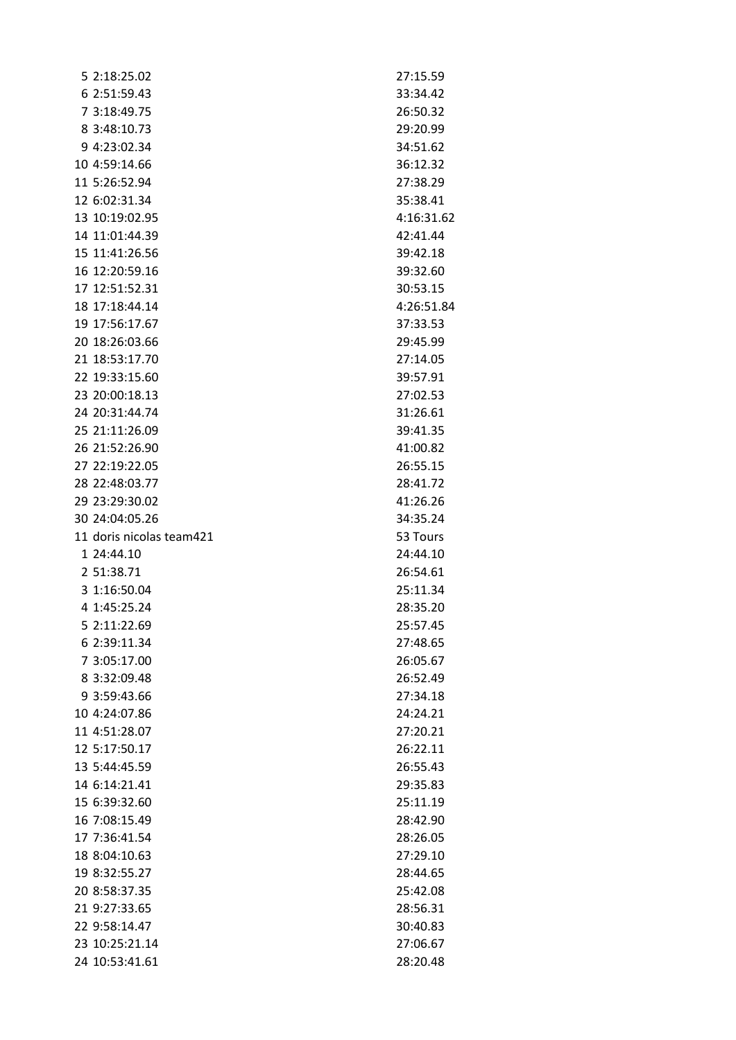| | | |
|---|---|---|
| 5 | 2:18:25.02 | 27:15.59 |
| 6 | 2:51:59.43 | 33:34.42 |
| 7 | 3:18:49.75 | 26:50.32 |
| 8 | 3:48:10.73 | 29:20.99 |
| 9 | 4:23:02.34 | 34:51.62 |
| 10 | 4:59:14.66 | 36:12.32 |
| 11 | 5:26:52.94 | 27:38.29 |
| 12 | 6:02:31.34 | 35:38.41 |
| 13 | 10:19:02.95 | 4:16:31.62 |
| 14 | 11:01:44.39 | 42:41.44 |
| 15 | 11:41:26.56 | 39:42.18 |
| 16 | 12:20:59.16 | 39:32.60 |
| 17 | 12:51:52.31 | 30:53.15 |
| 18 | 17:18:44.14 | 4:26:51.84 |
| 19 | 17:56:17.67 | 37:33.53 |
| 20 | 18:26:03.66 | 29:45.99 |
| 21 | 18:53:17.70 | 27:14.05 |
| 22 | 19:33:15.60 | 39:57.91 |
| 23 | 20:00:18.13 | 27:02.53 |
| 24 | 20:31:44.74 | 31:26.61 |
| 25 | 21:11:26.09 | 39:41.35 |
| 26 | 21:52:26.90 | 41:00.82 |
| 27 | 22:19:22.05 | 26:55.15 |
| 28 | 22:48:03.77 | 28:41.72 |
| 29 | 23:29:30.02 | 41:26.26 |
| 30 | 24:04:05.26 | 34:35.24 |
| 11 | doris nicolas team421 | 53 Tours |
| 1 | 24:44.10 | 24:44.10 |
| 2 | 51:38.71 | 26:54.61 |
| 3 | 1:16:50.04 | 25:11.34 |
| 4 | 1:45:25.24 | 28:35.20 |
| 5 | 2:11:22.69 | 25:57.45 |
| 6 | 2:39:11.34 | 27:48.65 |
| 7 | 3:05:17.00 | 26:05.67 |
| 8 | 3:32:09.48 | 26:52.49 |
| 9 | 3:59:43.66 | 27:34.18 |
| 10 | 4:24:07.86 | 24:24.21 |
| 11 | 4:51:28.07 | 27:20.21 |
| 12 | 5:17:50.17 | 26:22.11 |
| 13 | 5:44:45.59 | 26:55.43 |
| 14 | 6:14:21.41 | 29:35.83 |
| 15 | 6:39:32.60 | 25:11.19 |
| 16 | 7:08:15.49 | 28:42.90 |
| 17 | 7:36:41.54 | 28:26.05 |
| 18 | 8:04:10.63 | 27:29.10 |
| 19 | 8:32:55.27 | 28:44.65 |
| 20 | 8:58:37.35 | 25:42.08 |
| 21 | 9:27:33.65 | 28:56.31 |
| 22 | 9:58:14.47 | 30:40.83 |
| 23 | 10:25:21.14 | 27:06.67 |
| 24 | 10:53:41.61 | 28:20.48 |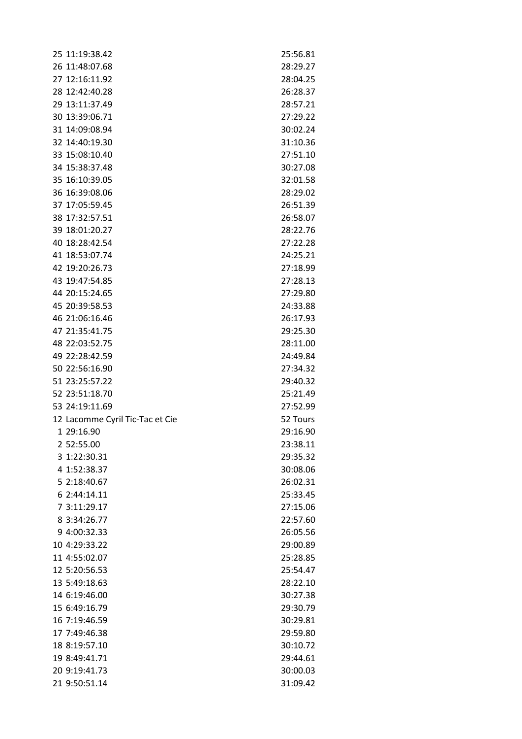| | |
|---|---|
| 25 11:19:38.42 | 25:56.81 |
| 26 11:48:07.68 | 28:29.27 |
| 27 12:16:11.92 | 28:04.25 |
| 28 12:42:40.28 | 26:28.37 |
| 29 13:11:37.49 | 28:57.21 |
| 30 13:39:06.71 | 27:29.22 |
| 31 14:09:08.94 | 30:02.24 |
| 32 14:40:19.30 | 31:10.36 |
| 33 15:08:10.40 | 27:51.10 |
| 34 15:38:37.48 | 30:27.08 |
| 35 16:10:39.05 | 32:01.58 |
| 36 16:39:08.06 | 28:29.02 |
| 37 17:05:59.45 | 26:51.39 |
| 38 17:32:57.51 | 26:58.07 |
| 39 18:01:20.27 | 28:22.76 |
| 40 18:28:42.54 | 27:22.28 |
| 41 18:53:07.74 | 24:25.21 |
| 42 19:20:26.73 | 27:18.99 |
| 43 19:47:54.85 | 27:28.13 |
| 44 20:15:24.65 | 27:29.80 |
| 45 20:39:58.53 | 24:33.88 |
| 46 21:06:16.46 | 26:17.93 |
| 47 21:35:41.75 | 29:25.30 |
| 48 22:03:52.75 | 28:11.00 |
| 49 22:28:42.59 | 24:49.84 |
| 50 22:56:16.90 | 27:34.32 |
| 51 23:25:57.22 | 29:40.32 |
| 52 23:51:18.70 | 25:21.49 |
| 53 24:19:11.69 | 27:52.99 |
| 12 Lacomme Cyril Tic-Tac et Cie | 52 Tours |
| 1 29:16.90 | 29:16.90 |
| 2 52:55.00 | 23:38.11 |
| 3 1:22:30.31 | 29:35.32 |
| 4 1:52:38.37 | 30:08.06 |
| 5 2:18:40.67 | 26:02.31 |
| 6 2:44:14.11 | 25:33.45 |
| 7 3:11:29.17 | 27:15.06 |
| 8 3:34:26.77 | 22:57.60 |
| 9 4:00:32.33 | 26:05.56 |
| 10 4:29:33.22 | 29:00.89 |
| 11 4:55:02.07 | 25:28.85 |
| 12 5:20:56.53 | 25:54.47 |
| 13 5:49:18.63 | 28:22.10 |
| 14 6:19:46.00 | 30:27.38 |
| 15 6:49:16.79 | 29:30.79 |
| 16 7:19:46.59 | 30:29.81 |
| 17 7:49:46.38 | 29:59.80 |
| 18 8:19:57.10 | 30:10.72 |
| 19 8:49:41.71 | 29:44.61 |
| 20 9:19:41.73 | 30:00.03 |
| 21 9:50:51.14 | 31:09.42 |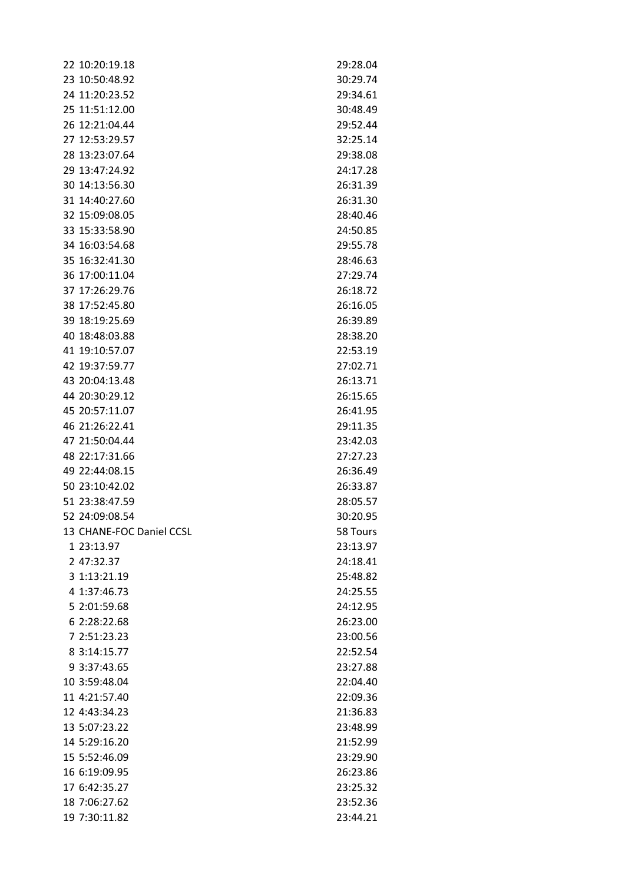| | |
|---|---|
| 22 10:20:19.18 | 29:28.04 |
| 23 10:50:48.92 | 30:29.74 |
| 24 11:20:23.52 | 29:34.61 |
| 25 11:51:12.00 | 30:48.49 |
| 26 12:21:04.44 | 29:52.44 |
| 27 12:53:29.57 | 32:25.14 |
| 28 13:23:07.64 | 29:38.08 |
| 29 13:47:24.92 | 24:17.28 |
| 30 14:13:56.30 | 26:31.39 |
| 31 14:40:27.60 | 26:31.30 |
| 32 15:09:08.05 | 28:40.46 |
| 33 15:33:58.90 | 24:50.85 |
| 34 16:03:54.68 | 29:55.78 |
| 35 16:32:41.30 | 28:46.63 |
| 36 17:00:11.04 | 27:29.74 |
| 37 17:26:29.76 | 26:18.72 |
| 38 17:52:45.80 | 26:16.05 |
| 39 18:19:25.69 | 26:39.89 |
| 40 18:48:03.88 | 28:38.20 |
| 41 19:10:57.07 | 22:53.19 |
| 42 19:37:59.77 | 27:02.71 |
| 43 20:04:13.48 | 26:13.71 |
| 44 20:30:29.12 | 26:15.65 |
| 45 20:57:11.07 | 26:41.95 |
| 46 21:26:22.41 | 29:11.35 |
| 47 21:50:04.44 | 23:42.03 |
| 48 22:17:31.66 | 27:27.23 |
| 49 22:44:08.15 | 26:36.49 |
| 50 23:10:42.02 | 26:33.87 |
| 51 23:38:47.59 | 28:05.57 |
| 52 24:09:08.54 | 30:20.95 |
| 13 CHANE-FOC Daniel CCSL | 58 Tours |
| 1 23:13.97 | 23:13.97 |
| 2 47:32.37 | 24:18.41 |
| 3 1:13:21.19 | 25:48.82 |
| 4 1:37:46.73 | 24:25.55 |
| 5 2:01:59.68 | 24:12.95 |
| 6 2:28:22.68 | 26:23.00 |
| 7 2:51:23.23 | 23:00.56 |
| 8 3:14:15.77 | 22:52.54 |
| 9 3:37:43.65 | 23:27.88 |
| 10 3:59:48.04 | 22:04.40 |
| 11 4:21:57.40 | 22:09.36 |
| 12 4:43:34.23 | 21:36.83 |
| 13 5:07:23.22 | 23:48.99 |
| 14 5:29:16.20 | 21:52.99 |
| 15 5:52:46.09 | 23:29.90 |
| 16 6:19:09.95 | 26:23.86 |
| 17 6:42:35.27 | 23:25.32 |
| 18 7:06:27.62 | 23:52.36 |
| 19 7:30:11.82 | 23:44.21 |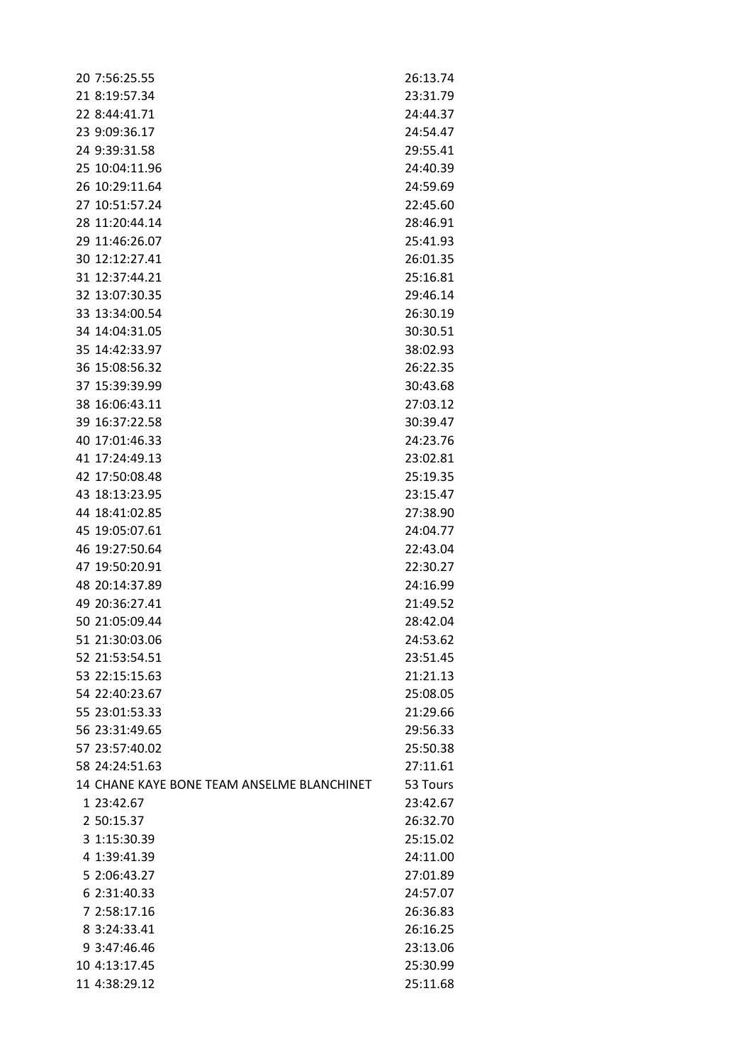| | |
|---|---|
| 20 7:56:25.55 | 26:13.74 |
| 21 8:19:57.34 | 23:31.79 |
| 22 8:44:41.71 | 24:44.37 |
| 23 9:09:36.17 | 24:54.47 |
| 24 9:39:31.58 | 29:55.41 |
| 25 10:04:11.96 | 24:40.39 |
| 26 10:29:11.64 | 24:59.69 |
| 27 10:51:57.24 | 22:45.60 |
| 28 11:20:44.14 | 28:46.91 |
| 29 11:46:26.07 | 25:41.93 |
| 30 12:12:27.41 | 26:01.35 |
| 31 12:37:44.21 | 25:16.81 |
| 32 13:07:30.35 | 29:46.14 |
| 33 13:34:00.54 | 26:30.19 |
| 34 14:04:31.05 | 30:30.51 |
| 35 14:42:33.97 | 38:02.93 |
| 36 15:08:56.32 | 26:22.35 |
| 37 15:39:39.99 | 30:43.68 |
| 38 16:06:43.11 | 27:03.12 |
| 39 16:37:22.58 | 30:39.47 |
| 40 17:01:46.33 | 24:23.76 |
| 41 17:24:49.13 | 23:02.81 |
| 42 17:50:08.48 | 25:19.35 |
| 43 18:13:23.95 | 23:15.47 |
| 44 18:41:02.85 | 27:38.90 |
| 45 19:05:07.61 | 24:04.77 |
| 46 19:27:50.64 | 22:43.04 |
| 47 19:50:20.91 | 22:30.27 |
| 48 20:14:37.89 | 24:16.99 |
| 49 20:36:27.41 | 21:49.52 |
| 50 21:05:09.44 | 28:42.04 |
| 51 21:30:03.06 | 24:53.62 |
| 52 21:53:54.51 | 23:51.45 |
| 53 22:15:15.63 | 21:21.13 |
| 54 22:40:23.67 | 25:08.05 |
| 55 23:01:53.33 | 21:29.66 |
| 56 23:31:49.65 | 29:56.33 |
| 57 23:57:40.02 | 25:50.38 |
| 58 24:24:51.63 | 27:11.61 |
| 14 CHANE KAYE BONE TEAM ANSELME BLANCHINET | 53 Tours |
| 1 23:42.67 | 23:42.67 |
| 2 50:15.37 | 26:32.70 |
| 3 1:15:30.39 | 25:15.02 |
| 4 1:39:41.39 | 24:11.00 |
| 5 2:06:43.27 | 27:01.89 |
| 6 2:31:40.33 | 24:57.07 |
| 7 2:58:17.16 | 26:36.83 |
| 8 3:24:33.41 | 26:16.25 |
| 9 3:47:46.46 | 23:13.06 |
| 10 4:13:17.45 | 25:30.99 |
| 11 4:38:29.12 | 25:11.68 |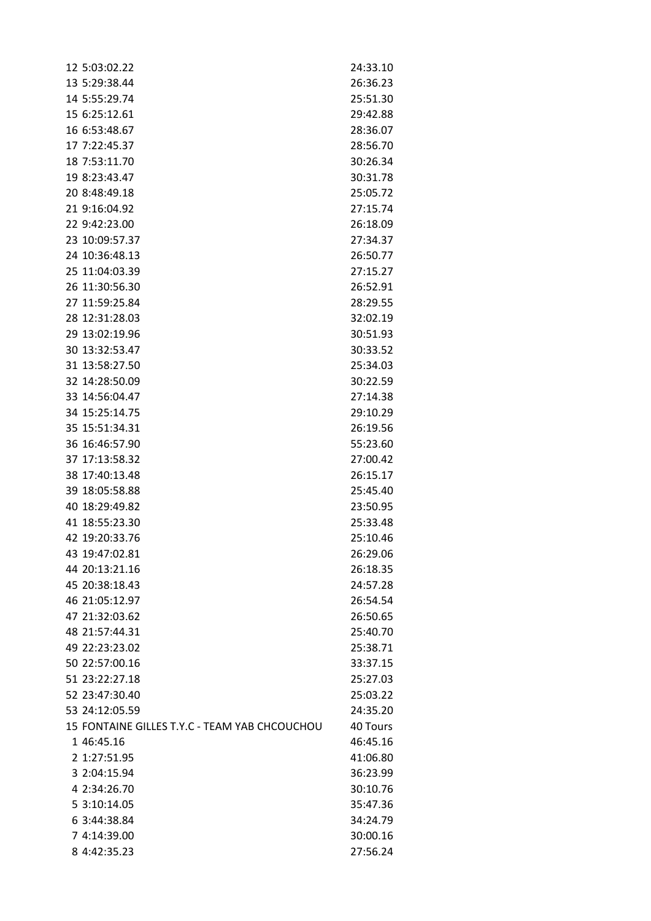| | |
|---|---|
| 12 5:03:02.22 | 24:33.10 |
| 13 5:29:38.44 | 26:36.23 |
| 14 5:55:29.74 | 25:51.30 |
| 15 6:25:12.61 | 29:42.88 |
| 16 6:53:48.67 | 28:36.07 |
| 17 7:22:45.37 | 28:56.70 |
| 18 7:53:11.70 | 30:26.34 |
| 19 8:23:43.47 | 30:31.78 |
| 20 8:48:49.18 | 25:05.72 |
| 21 9:16:04.92 | 27:15.74 |
| 22 9:42:23.00 | 26:18.09 |
| 23 10:09:57.37 | 27:34.37 |
| 24 10:36:48.13 | 26:50.77 |
| 25 11:04:03.39 | 27:15.27 |
| 26 11:30:56.30 | 26:52.91 |
| 27 11:59:25.84 | 28:29.55 |
| 28 12:31:28.03 | 32:02.19 |
| 29 13:02:19.96 | 30:51.93 |
| 30 13:32:53.47 | 30:33.52 |
| 31 13:58:27.50 | 25:34.03 |
| 32 14:28:50.09 | 30:22.59 |
| 33 14:56:04.47 | 27:14.38 |
| 34 15:25:14.75 | 29:10.29 |
| 35 15:51:34.31 | 26:19.56 |
| 36 16:46:57.90 | 55:23.60 |
| 37 17:13:58.32 | 27:00.42 |
| 38 17:40:13.48 | 26:15.17 |
| 39 18:05:58.88 | 25:45.40 |
| 40 18:29:49.82 | 23:50.95 |
| 41 18:55:23.30 | 25:33.48 |
| 42 19:20:33.76 | 25:10.46 |
| 43 19:47:02.81 | 26:29.06 |
| 44 20:13:21.16 | 26:18.35 |
| 45 20:38:18.43 | 24:57.28 |
| 46 21:05:12.97 | 26:54.54 |
| 47 21:32:03.62 | 26:50.65 |
| 48 21:57:44.31 | 25:40.70 |
| 49 22:23:23.02 | 25:38.71 |
| 50 22:57:00.16 | 33:37.15 |
| 51 23:22:27.18 | 25:27.03 |
| 52 23:47:30.40 | 25:03.22 |
| 53 24:12:05.59 | 24:35.20 |
| 15 FONTAINE GILLES T.Y.C - TEAM YAB CHCOUCHOU | 40 Tours |
| 1 46:45.16 | 46:45.16 |
| 2 1:27:51.95 | 41:06.80 |
| 3 2:04:15.94 | 36:23.99 |
| 4 2:34:26.70 | 30:10.76 |
| 5 3:10:14.05 | 35:47.36 |
| 6 3:44:38.84 | 34:24.79 |
| 7 4:14:39.00 | 30:00.16 |
| 8 4:42:35.23 | 27:56.24 |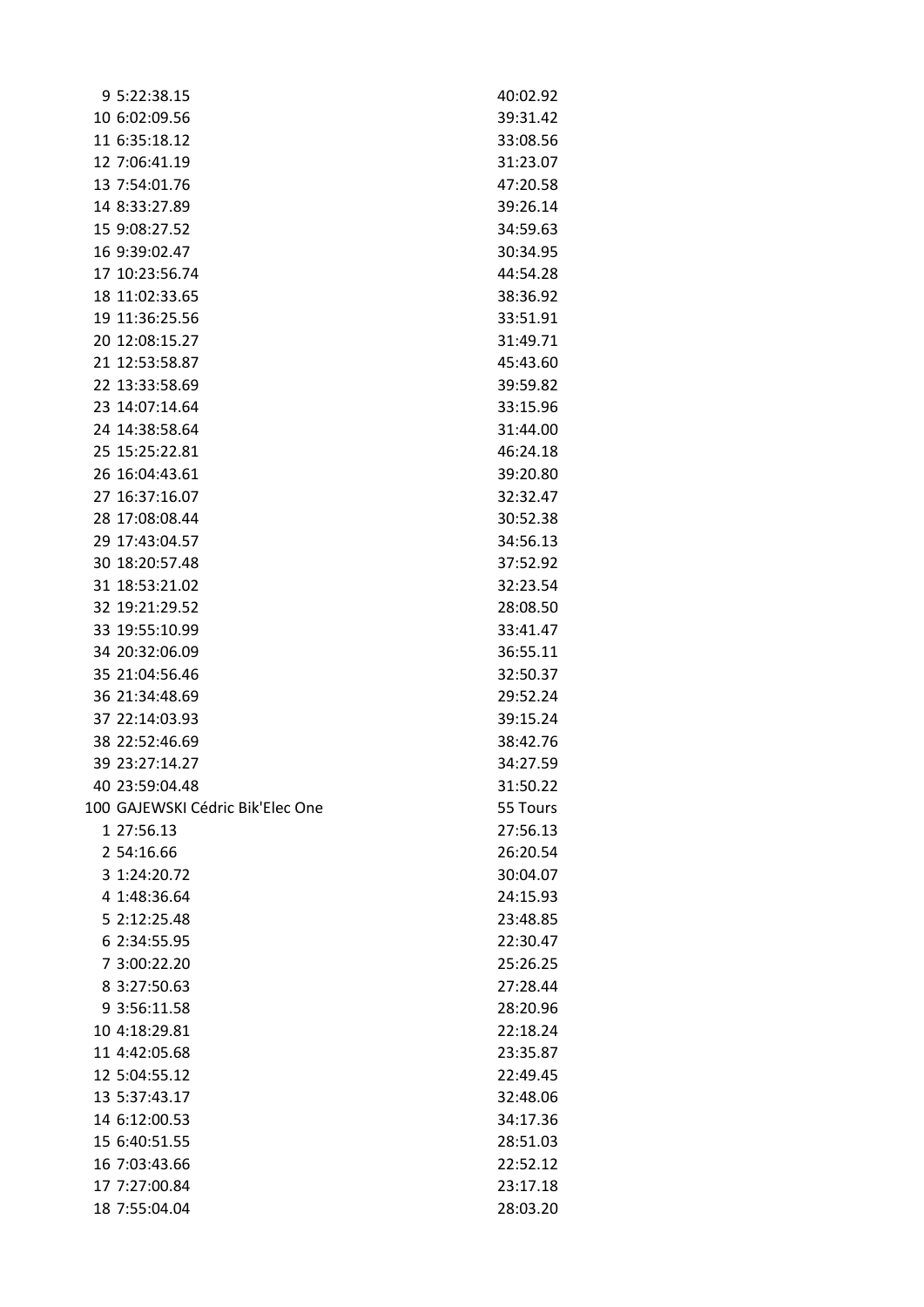| | |
|---|---|
| 9 5:22:38.15 | 40:02.92 |
| 10 6:02:09.56 | 39:31.42 |
| 11 6:35:18.12 | 33:08.56 |
| 12 7:06:41.19 | 31:23.07 |
| 13 7:54:01.76 | 47:20.58 |
| 14 8:33:27.89 | 39:26.14 |
| 15 9:08:27.52 | 34:59.63 |
| 16 9:39:02.47 | 30:34.95 |
| 17 10:23:56.74 | 44:54.28 |
| 18 11:02:33.65 | 38:36.92 |
| 19 11:36:25.56 | 33:51.91 |
| 20 12:08:15.27 | 31:49.71 |
| 21 12:53:58.87 | 45:43.60 |
| 22 13:33:58.69 | 39:59.82 |
| 23 14:07:14.64 | 33:15.96 |
| 24 14:38:58.64 | 31:44.00 |
| 25 15:25:22.81 | 46:24.18 |
| 26 16:04:43.61 | 39:20.80 |
| 27 16:37:16.07 | 32:32.47 |
| 28 17:08:08.44 | 30:52.38 |
| 29 17:43:04.57 | 34:56.13 |
| 30 18:20:57.48 | 37:52.92 |
| 31 18:53:21.02 | 32:23.54 |
| 32 19:21:29.52 | 28:08.50 |
| 33 19:55:10.99 | 33:41.47 |
| 34 20:32:06.09 | 36:55.11 |
| 35 21:04:56.46 | 32:50.37 |
| 36 21:34:48.69 | 29:52.24 |
| 37 22:14:03.93 | 39:15.24 |
| 38 22:52:46.69 | 38:42.76 |
| 39 23:27:14.27 | 34:27.59 |
| 40 23:59:04.48 | 31:50.22 |
| 100 GAJEWSKI Cédric Bik'Elec One | 55 Tours |
| 1 27:56.13 | 27:56.13 |
| 2 54:16.66 | 26:20.54 |
| 3 1:24:20.72 | 30:04.07 |
| 4 1:48:36.64 | 24:15.93 |
| 5 2:12:25.48 | 23:48.85 |
| 6 2:34:55.95 | 22:30.47 |
| 7 3:00:22.20 | 25:26.25 |
| 8 3:27:50.63 | 27:28.44 |
| 9 3:56:11.58 | 28:20.96 |
| 10 4:18:29.81 | 22:18.24 |
| 11 4:42:05.68 | 23:35.87 |
| 12 5:04:55.12 | 22:49.45 |
| 13 5:37:43.17 | 32:48.06 |
| 14 6:12:00.53 | 34:17.36 |
| 15 6:40:51.55 | 28:51.03 |
| 16 7:03:43.66 | 22:52.12 |
| 17 7:27:00.84 | 23:17.18 |
| 18 7:55:04.04 | 28:03.20 |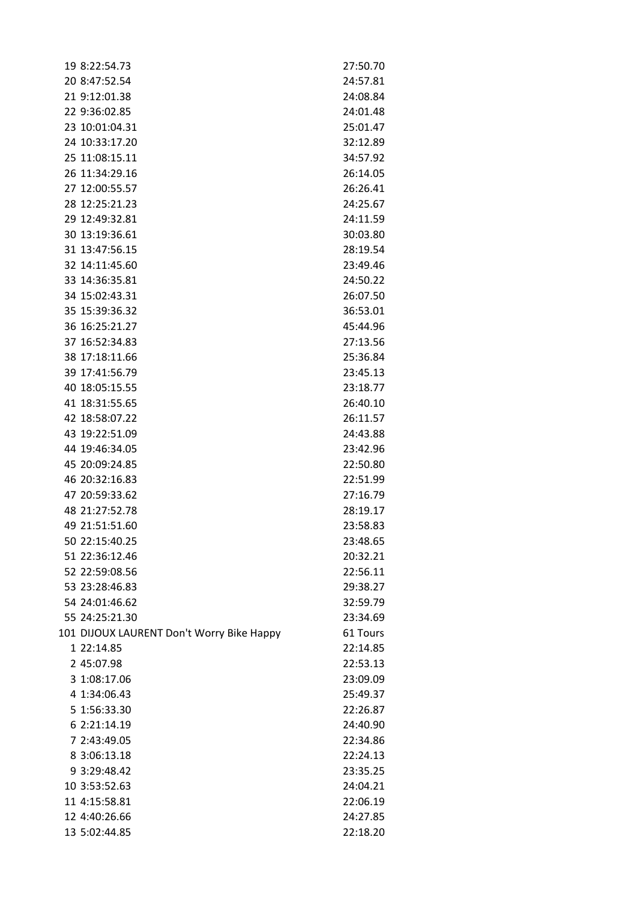| | |
|---|---|
| 19 8:22:54.73 | 27:50.70 |
| 20 8:47:52.54 | 24:57.81 |
| 21 9:12:01.38 | 24:08.84 |
| 22 9:36:02.85 | 24:01.48 |
| 23 10:01:04.31 | 25:01.47 |
| 24 10:33:17.20 | 32:12.89 |
| 25 11:08:15.11 | 34:57.92 |
| 26 11:34:29.16 | 26:14.05 |
| 27 12:00:55.57 | 26:26.41 |
| 28 12:25:21.23 | 24:25.67 |
| 29 12:49:32.81 | 24:11.59 |
| 30 13:19:36.61 | 30:03.80 |
| 31 13:47:56.15 | 28:19.54 |
| 32 14:11:45.60 | 23:49.46 |
| 33 14:36:35.81 | 24:50.22 |
| 34 15:02:43.31 | 26:07.50 |
| 35 15:39:36.32 | 36:53.01 |
| 36 16:25:21.27 | 45:44.96 |
| 37 16:52:34.83 | 27:13.56 |
| 38 17:18:11.66 | 25:36.84 |
| 39 17:41:56.79 | 23:45.13 |
| 40 18:05:15.55 | 23:18.77 |
| 41 18:31:55.65 | 26:40.10 |
| 42 18:58:07.22 | 26:11.57 |
| 43 19:22:51.09 | 24:43.88 |
| 44 19:46:34.05 | 23:42.96 |
| 45 20:09:24.85 | 22:50.80 |
| 46 20:32:16.83 | 22:51.99 |
| 47 20:59:33.62 | 27:16.79 |
| 48 21:27:52.78 | 28:19.17 |
| 49 21:51:51.60 | 23:58.83 |
| 50 22:15:40.25 | 23:48.65 |
| 51 22:36:12.46 | 20:32.21 |
| 52 22:59:08.56 | 22:56.11 |
| 53 23:28:46.83 | 29:38.27 |
| 54 24:01:46.62 | 32:59.79 |
| 55 24:25:21.30 | 23:34.69 |
| 101 DIJOUX LAURENT Don't Worry Bike Happy | 61 Tours |
| 1 22:14.85 | 22:14.85 |
| 2 45:07.98 | 22:53.13 |
| 3 1:08:17.06 | 23:09.09 |
| 4 1:34:06.43 | 25:49.37 |
| 5 1:56:33.30 | 22:26.87 |
| 6 2:21:14.19 | 24:40.90 |
| 7 2:43:49.05 | 22:34.86 |
| 8 3:06:13.18 | 22:24.13 |
| 9 3:29:48.42 | 23:35.25 |
| 10 3:53:52.63 | 24:04.21 |
| 11 4:15:58.81 | 22:06.19 |
| 12 4:40:26.66 | 24:27.85 |
| 13 5:02:44.85 | 22:18.20 |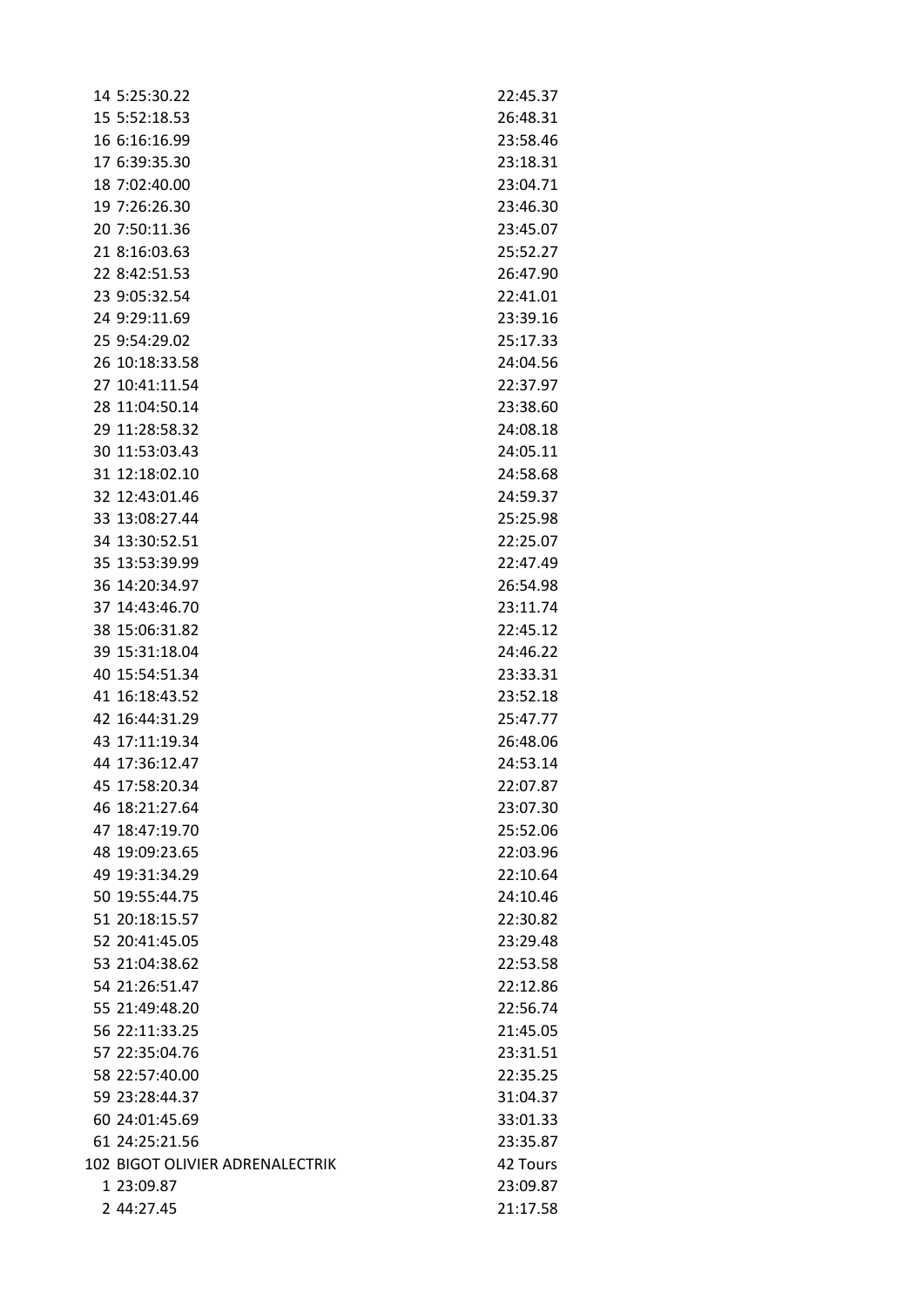| | | |
|---|---|---|
| 14 | 5:25:30.22 | 22:45.37 |
| 15 | 5:52:18.53 | 26:48.31 |
| 16 | 6:16:16.99 | 23:58.46 |
| 17 | 6:39:35.30 | 23:18.31 |
| 18 | 7:02:40.00 | 23:04.71 |
| 19 | 7:26:26.30 | 23:46.30 |
| 20 | 7:50:11.36 | 23:45.07 |
| 21 | 8:16:03.63 | 25:52.27 |
| 22 | 8:42:51.53 | 26:47.90 |
| 23 | 9:05:32.54 | 22:41.01 |
| 24 | 9:29:11.69 | 23:39.16 |
| 25 | 9:54:29.02 | 25:17.33 |
| 26 | 10:18:33.58 | 24:04.56 |
| 27 | 10:41:11.54 | 22:37.97 |
| 28 | 11:04:50.14 | 23:38.60 |
| 29 | 11:28:58.32 | 24:08.18 |
| 30 | 11:53:03.43 | 24:05.11 |
| 31 | 12:18:02.10 | 24:58.68 |
| 32 | 12:43:01.46 | 24:59.37 |
| 33 | 13:08:27.44 | 25:25.98 |
| 34 | 13:30:52.51 | 22:25.07 |
| 35 | 13:53:39.99 | 22:47.49 |
| 36 | 14:20:34.97 | 26:54.98 |
| 37 | 14:43:46.70 | 23:11.74 |
| 38 | 15:06:31.82 | 22:45.12 |
| 39 | 15:31:18.04 | 24:46.22 |
| 40 | 15:54:51.34 | 23:33.31 |
| 41 | 16:18:43.52 | 23:52.18 |
| 42 | 16:44:31.29 | 25:47.77 |
| 43 | 17:11:19.34 | 26:48.06 |
| 44 | 17:36:12.47 | 24:53.14 |
| 45 | 17:58:20.34 | 22:07.87 |
| 46 | 18:21:27.64 | 23:07.30 |
| 47 | 18:47:19.70 | 25:52.06 |
| 48 | 19:09:23.65 | 22:03.96 |
| 49 | 19:31:34.29 | 22:10.64 |
| 50 | 19:55:44.75 | 24:10.46 |
| 51 | 20:18:15.57 | 22:30.82 |
| 52 | 20:41:45.05 | 23:29.48 |
| 53 | 21:04:38.62 | 22:53.58 |
| 54 | 21:26:51.47 | 22:12.86 |
| 55 | 21:49:48.20 | 22:56.74 |
| 56 | 22:11:33.25 | 21:45.05 |
| 57 | 22:35:04.76 | 23:31.51 |
| 58 | 22:57:40.00 | 22:35.25 |
| 59 | 23:28:44.37 | 31:04.37 |
| 60 | 24:01:45.69 | 33:01.33 |
| 61 | 24:25:21.56 | 23:35.87 |
| 102 | BIGOT OLIVIER ADRENALECTRIK | 42 Tours |
| 1 | 23:09.87 | 23:09.87 |
| 2 | 44:27.45 | 21:17.58 |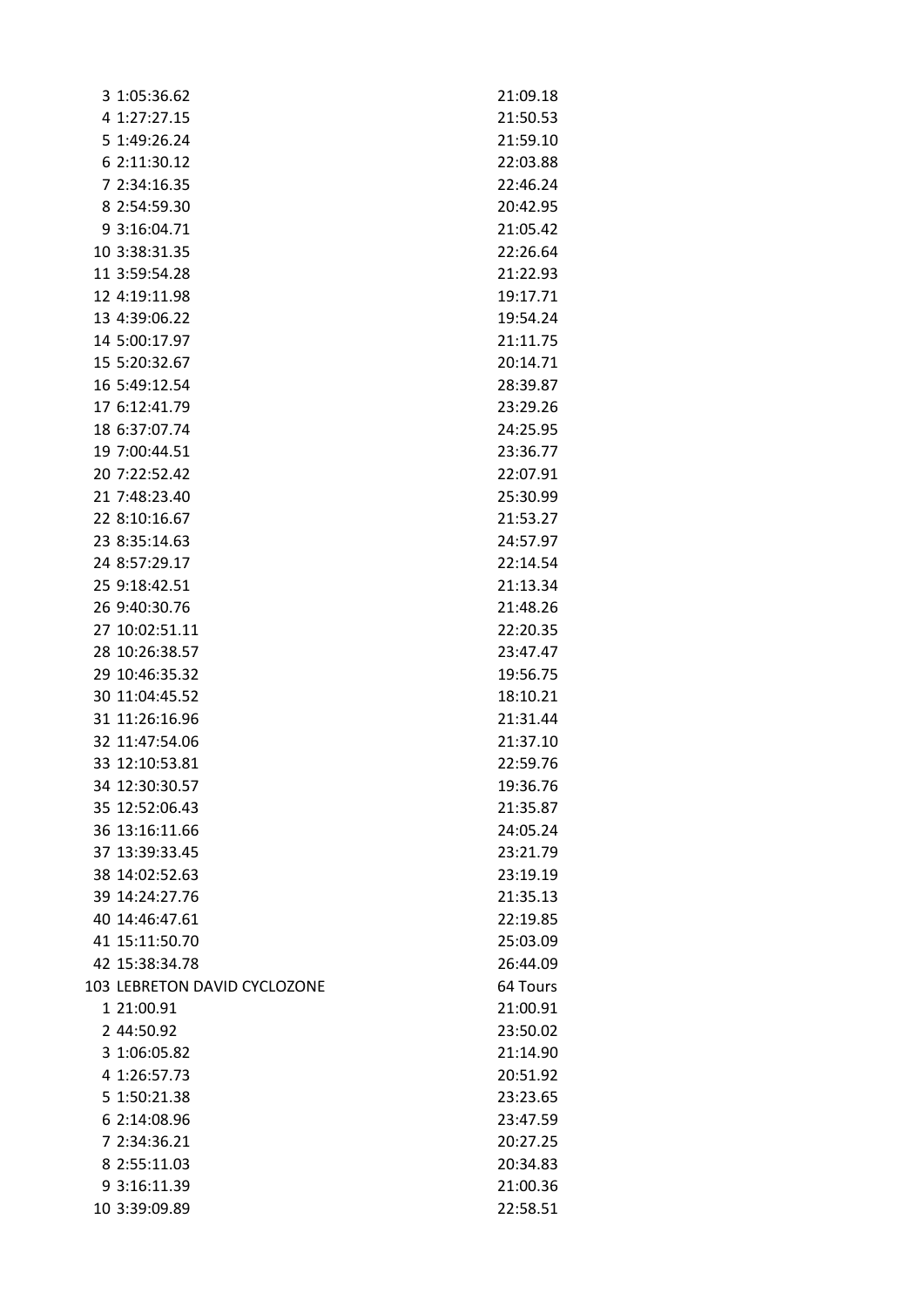| | |
|---|---|
| 3 1:05:36.62 | 21:09.18 |
| 4 1:27:27.15 | 21:50.53 |
| 5 1:49:26.24 | 21:59.10 |
| 6 2:11:30.12 | 22:03.88 |
| 7 2:34:16.35 | 22:46.24 |
| 8 2:54:59.30 | 20:42.95 |
| 9 3:16:04.71 | 21:05.42 |
| 10 3:38:31.35 | 22:26.64 |
| 11 3:59:54.28 | 21:22.93 |
| 12 4:19:11.98 | 19:17.71 |
| 13 4:39:06.22 | 19:54.24 |
| 14 5:00:17.97 | 21:11.75 |
| 15 5:20:32.67 | 20:14.71 |
| 16 5:49:12.54 | 28:39.87 |
| 17 6:12:41.79 | 23:29.26 |
| 18 6:37:07.74 | 24:25.95 |
| 19 7:00:44.51 | 23:36.77 |
| 20 7:22:52.42 | 22:07.91 |
| 21 7:48:23.40 | 25:30.99 |
| 22 8:10:16.67 | 21:53.27 |
| 23 8:35:14.63 | 24:57.97 |
| 24 8:57:29.17 | 22:14.54 |
| 25 9:18:42.51 | 21:13.34 |
| 26 9:40:30.76 | 21:48.26 |
| 27 10:02:51.11 | 22:20.35 |
| 28 10:26:38.57 | 23:47.47 |
| 29 10:46:35.32 | 19:56.75 |
| 30 11:04:45.52 | 18:10.21 |
| 31 11:26:16.96 | 21:31.44 |
| 32 11:47:54.06 | 21:37.10 |
| 33 12:10:53.81 | 22:59.76 |
| 34 12:30:30.57 | 19:36.76 |
| 35 12:52:06.43 | 21:35.87 |
| 36 13:16:11.66 | 24:05.24 |
| 37 13:39:33.45 | 23:21.79 |
| 38 14:02:52.63 | 23:19.19 |
| 39 14:24:27.76 | 21:35.13 |
| 40 14:46:47.61 | 22:19.85 |
| 41 15:11:50.70 | 25:03.09 |
| 42 15:38:34.78 | 26:44.09 |
| 103 LEBRETON DAVID CYCLOZONE | 64 Tours |
| 1 21:00.91 | 21:00.91 |
| 2 44:50.92 | 23:50.02 |
| 3 1:06:05.82 | 21:14.90 |
| 4 1:26:57.73 | 20:51.92 |
| 5 1:50:21.38 | 23:23.65 |
| 6 2:14:08.96 | 23:47.59 |
| 7 2:34:36.21 | 20:27.25 |
| 8 2:55:11.03 | 20:34.83 |
| 9 3:16:11.39 | 21:00.36 |
| 10 3:39:09.89 | 22:58.51 |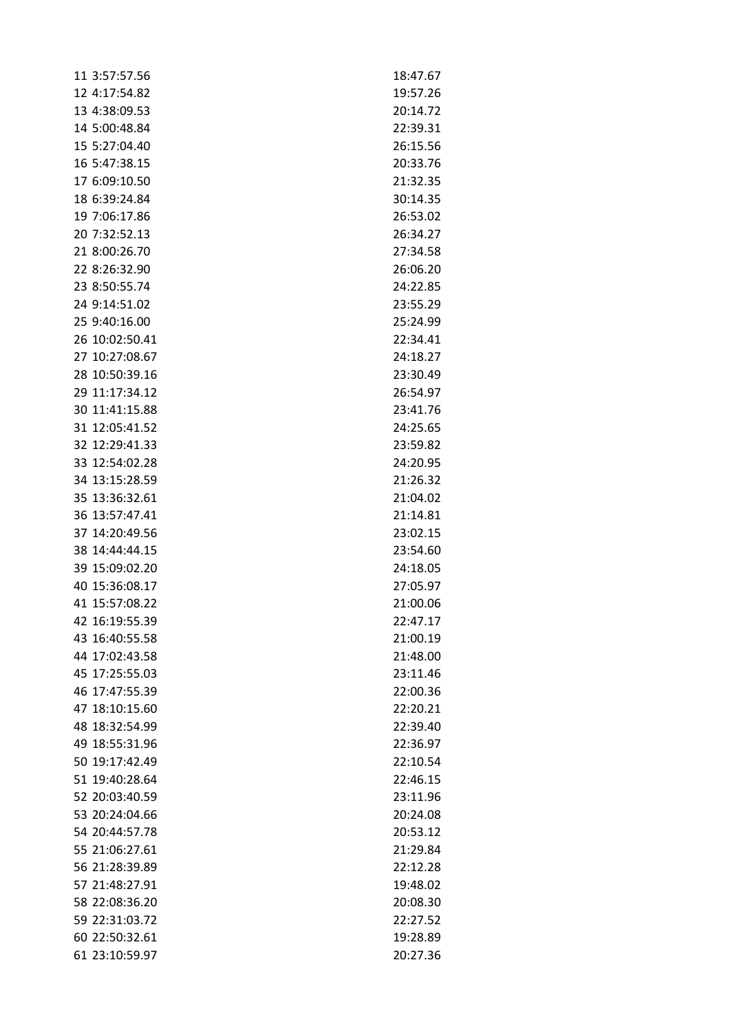| | | |
|---|---|---|
| 11 | 3:57:57.56 | 18:47.67 |
| 12 | 4:17:54.82 | 19:57.26 |
| 13 | 4:38:09.53 | 20:14.72 |
| 14 | 5:00:48.84 | 22:39.31 |
| 15 | 5:27:04.40 | 26:15.56 |
| 16 | 5:47:38.15 | 20:33.76 |
| 17 | 6:09:10.50 | 21:32.35 |
| 18 | 6:39:24.84 | 30:14.35 |
| 19 | 7:06:17.86 | 26:53.02 |
| 20 | 7:32:52.13 | 26:34.27 |
| 21 | 8:00:26.70 | 27:34.58 |
| 22 | 8:26:32.90 | 26:06.20 |
| 23 | 8:50:55.74 | 24:22.85 |
| 24 | 9:14:51.02 | 23:55.29 |
| 25 | 9:40:16.00 | 25:24.99 |
| 26 | 10:02:50.41 | 22:34.41 |
| 27 | 10:27:08.67 | 24:18.27 |
| 28 | 10:50:39.16 | 23:30.49 |
| 29 | 11:17:34.12 | 26:54.97 |
| 30 | 11:41:15.88 | 23:41.76 |
| 31 | 12:05:41.52 | 24:25.65 |
| 32 | 12:29:41.33 | 23:59.82 |
| 33 | 12:54:02.28 | 24:20.95 |
| 34 | 13:15:28.59 | 21:26.32 |
| 35 | 13:36:32.61 | 21:04.02 |
| 36 | 13:57:47.41 | 21:14.81 |
| 37 | 14:20:49.56 | 23:02.15 |
| 38 | 14:44:44.15 | 23:54.60 |
| 39 | 15:09:02.20 | 24:18.05 |
| 40 | 15:36:08.17 | 27:05.97 |
| 41 | 15:57:08.22 | 21:00.06 |
| 42 | 16:19:55.39 | 22:47.17 |
| 43 | 16:40:55.58 | 21:00.19 |
| 44 | 17:02:43.58 | 21:48.00 |
| 45 | 17:25:55.03 | 23:11.46 |
| 46 | 17:47:55.39 | 22:00.36 |
| 47 | 18:10:15.60 | 22:20.21 |
| 48 | 18:32:54.99 | 22:39.40 |
| 49 | 18:55:31.96 | 22:36.97 |
| 50 | 19:17:42.49 | 22:10.54 |
| 51 | 19:40:28.64 | 22:46.15 |
| 52 | 20:03:40.59 | 23:11.96 |
| 53 | 20:24:04.66 | 20:24.08 |
| 54 | 20:44:57.78 | 20:53.12 |
| 55 | 21:06:27.61 | 21:29.84 |
| 56 | 21:28:39.89 | 22:12.28 |
| 57 | 21:48:27.91 | 19:48.02 |
| 58 | 22:08:36.20 | 20:08.30 |
| 59 | 22:31:03.72 | 22:27.52 |
| 60 | 22:50:32.61 | 19:28.89 |
| 61 | 23:10:59.97 | 20:27.36 |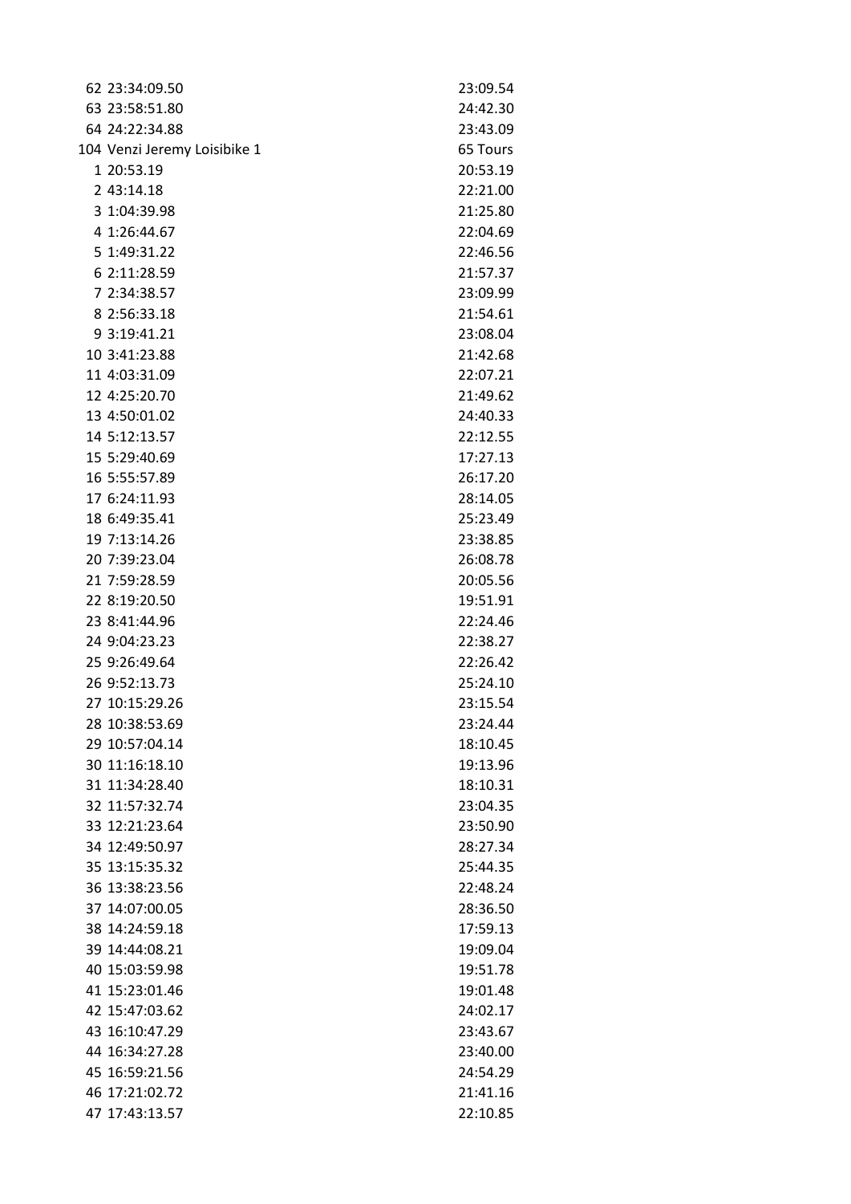| | | |
|---|---|---|
| 62 | 23:34:09.50 | 23:09.54 |
| 63 | 23:58:51.80 | 24:42.30 |
| 64 | 24:22:34.88 | 23:43.09 |
| 104 | Venzi Jeremy Loisibike 1 | 65 Tours |
| 1 | 20:53.19 | 20:53.19 |
| 2 | 43:14.18 | 22:21.00 |
| 3 | 1:04:39.98 | 21:25.80 |
| 4 | 1:26:44.67 | 22:04.69 |
| 5 | 1:49:31.22 | 22:46.56 |
| 6 | 2:11:28.59 | 21:57.37 |
| 7 | 2:34:38.57 | 23:09.99 |
| 8 | 2:56:33.18 | 21:54.61 |
| 9 | 3:19:41.21 | 23:08.04 |
| 10 | 3:41:23.88 | 21:42.68 |
| 11 | 4:03:31.09 | 22:07.21 |
| 12 | 4:25:20.70 | 21:49.62 |
| 13 | 4:50:01.02 | 24:40.33 |
| 14 | 5:12:13.57 | 22:12.55 |
| 15 | 5:29:40.69 | 17:27.13 |
| 16 | 5:55:57.89 | 26:17.20 |
| 17 | 6:24:11.93 | 28:14.05 |
| 18 | 6:49:35.41 | 25:23.49 |
| 19 | 7:13:14.26 | 23:38.85 |
| 20 | 7:39:23.04 | 26:08.78 |
| 21 | 7:59:28.59 | 20:05.56 |
| 22 | 8:19:20.50 | 19:51.91 |
| 23 | 8:41:44.96 | 22:24.46 |
| 24 | 9:04:23.23 | 22:38.27 |
| 25 | 9:26:49.64 | 22:26.42 |
| 26 | 9:52:13.73 | 25:24.10 |
| 27 | 10:15:29.26 | 23:15.54 |
| 28 | 10:38:53.69 | 23:24.44 |
| 29 | 10:57:04.14 | 18:10.45 |
| 30 | 11:16:18.10 | 19:13.96 |
| 31 | 11:34:28.40 | 18:10.31 |
| 32 | 11:57:32.74 | 23:04.35 |
| 33 | 12:21:23.64 | 23:50.90 |
| 34 | 12:49:50.97 | 28:27.34 |
| 35 | 13:15:35.32 | 25:44.35 |
| 36 | 13:38:23.56 | 22:48.24 |
| 37 | 14:07:00.05 | 28:36.50 |
| 38 | 14:24:59.18 | 17:59.13 |
| 39 | 14:44:08.21 | 19:09.04 |
| 40 | 15:03:59.98 | 19:51.78 |
| 41 | 15:23:01.46 | 19:01.48 |
| 42 | 15:47:03.62 | 24:02.17 |
| 43 | 16:10:47.29 | 23:43.67 |
| 44 | 16:34:27.28 | 23:40.00 |
| 45 | 16:59:21.56 | 24:54.29 |
| 46 | 17:21:02.72 | 21:41.16 |
| 47 | 17:43:13.57 | 22:10.85 |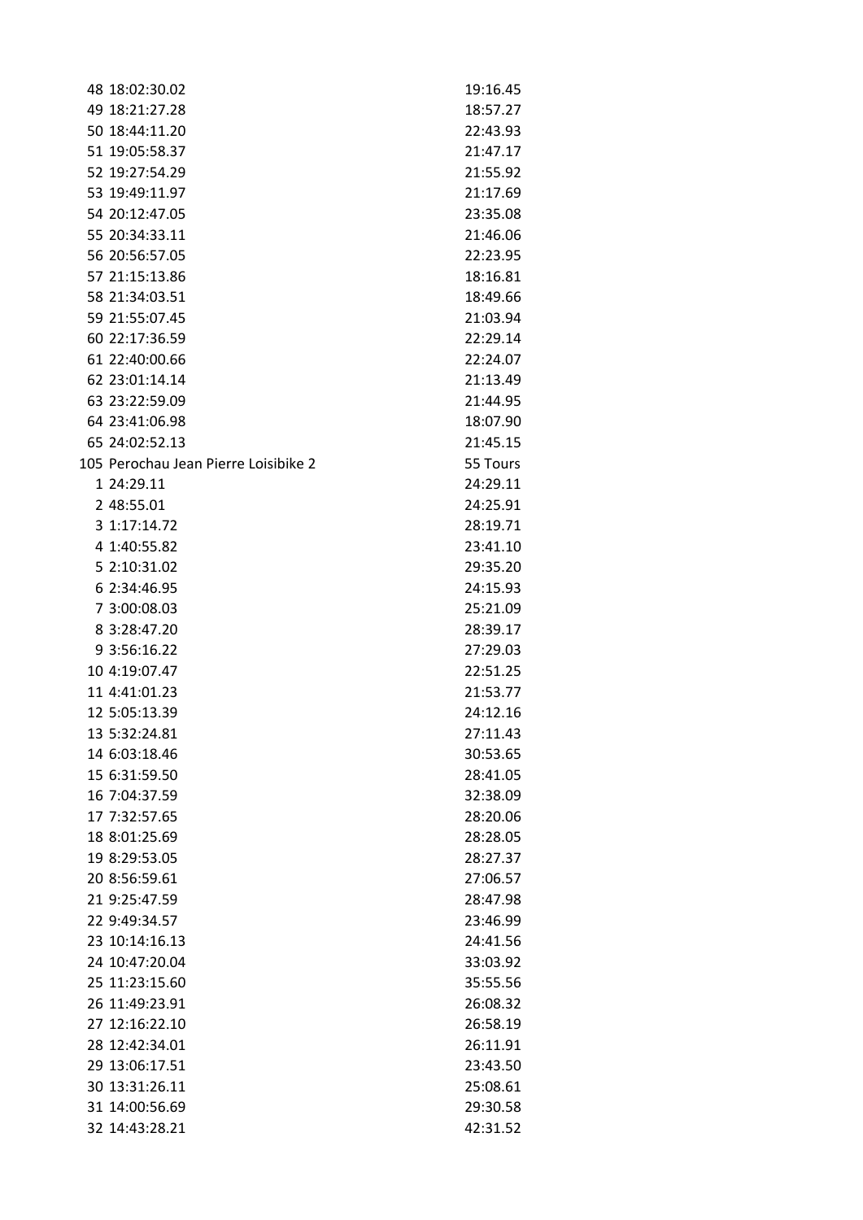| | | |
|---|---|---|
| 48 | 18:02:30.02 | 19:16.45 |
| 49 | 18:21:27.28 | 18:57.27 |
| 50 | 18:44:11.20 | 22:43.93 |
| 51 | 19:05:58.37 | 21:47.17 |
| 52 | 19:27:54.29 | 21:55.92 |
| 53 | 19:49:11.97 | 21:17.69 |
| 54 | 20:12:47.05 | 23:35.08 |
| 55 | 20:34:33.11 | 21:46.06 |
| 56 | 20:56:57.05 | 22:23.95 |
| 57 | 21:15:13.86 | 18:16.81 |
| 58 | 21:34:03.51 | 18:49.66 |
| 59 | 21:55:07.45 | 21:03.94 |
| 60 | 22:17:36.59 | 22:29.14 |
| 61 | 22:40:00.66 | 22:24.07 |
| 62 | 23:01:14.14 | 21:13.49 |
| 63 | 23:22:59.09 | 21:44.95 |
| 64 | 23:41:06.98 | 18:07.90 |
| 65 | 24:02:52.13 | 21:45.15 |
| 105 | Perochau Jean Pierre Loisibike 2 | 55 Tours |
| 1 | 24:29.11 | 24:29.11 |
| 2 | 48:55.01 | 24:25.91 |
| 3 | 1:17:14.72 | 28:19.71 |
| 4 | 1:40:55.82 | 23:41.10 |
| 5 | 2:10:31.02 | 29:35.20 |
| 6 | 2:34:46.95 | 24:15.93 |
| 7 | 3:00:08.03 | 25:21.09 |
| 8 | 3:28:47.20 | 28:39.17 |
| 9 | 3:56:16.22 | 27:29.03 |
| 10 | 4:19:07.47 | 22:51.25 |
| 11 | 4:41:01.23 | 21:53.77 |
| 12 | 5:05:13.39 | 24:12.16 |
| 13 | 5:32:24.81 | 27:11.43 |
| 14 | 6:03:18.46 | 30:53.65 |
| 15 | 6:31:59.50 | 28:41.05 |
| 16 | 7:04:37.59 | 32:38.09 |
| 17 | 7:32:57.65 | 28:20.06 |
| 18 | 8:01:25.69 | 28:28.05 |
| 19 | 8:29:53.05 | 28:27.37 |
| 20 | 8:56:59.61 | 27:06.57 |
| 21 | 9:25:47.59 | 28:47.98 |
| 22 | 9:49:34.57 | 23:46.99 |
| 23 | 10:14:16.13 | 24:41.56 |
| 24 | 10:47:20.04 | 33:03.92 |
| 25 | 11:23:15.60 | 35:55.56 |
| 26 | 11:49:23.91 | 26:08.32 |
| 27 | 12:16:22.10 | 26:58.19 |
| 28 | 12:42:34.01 | 26:11.91 |
| 29 | 13:06:17.51 | 23:43.50 |
| 30 | 13:31:26.11 | 25:08.61 |
| 31 | 14:00:56.69 | 29:30.58 |
| 32 | 14:43:28.21 | 42:31.52 |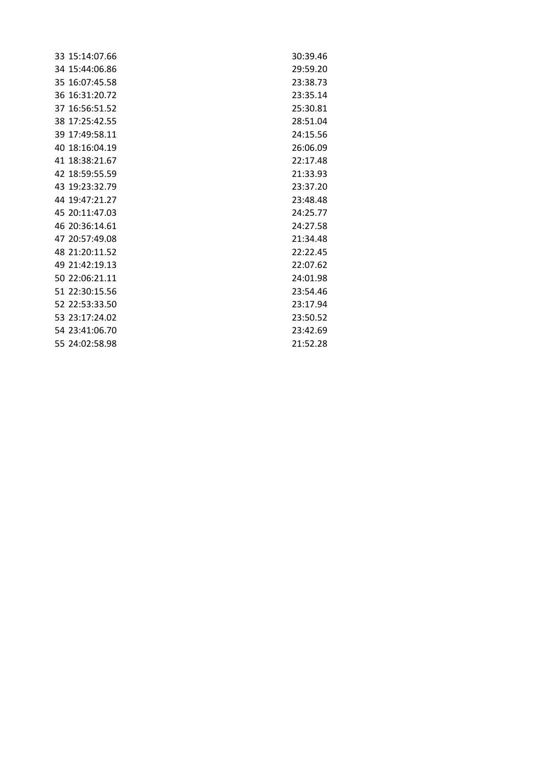| | | |
|---|---|---|
| 33 | 15:14:07.66 | 30:39.46 |
| 34 | 15:44:06.86 | 29:59.20 |
| 35 | 16:07:45.58 | 23:38.73 |
| 36 | 16:31:20.72 | 23:35.14 |
| 37 | 16:56:51.52 | 25:30.81 |
| 38 | 17:25:42.55 | 28:51.04 |
| 39 | 17:49:58.11 | 24:15.56 |
| 40 | 18:16:04.19 | 26:06.09 |
| 41 | 18:38:21.67 | 22:17.48 |
| 42 | 18:59:55.59 | 21:33.93 |
| 43 | 19:23:32.79 | 23:37.20 |
| 44 | 19:47:21.27 | 23:48.48 |
| 45 | 20:11:47.03 | 24:25.77 |
| 46 | 20:36:14.61 | 24:27.58 |
| 47 | 20:57:49.08 | 21:34.48 |
| 48 | 21:20:11.52 | 22:22.45 |
| 49 | 21:42:19.13 | 22:07.62 |
| 50 | 22:06:21.11 | 24:01.98 |
| 51 | 22:30:15.56 | 23:54.46 |
| 52 | 22:53:33.50 | 23:17.94 |
| 53 | 23:17:24.02 | 23:50.52 |
| 54 | 23:41:06.70 | 23:42.69 |
| 55 | 24:02:58.98 | 21:52.28 |